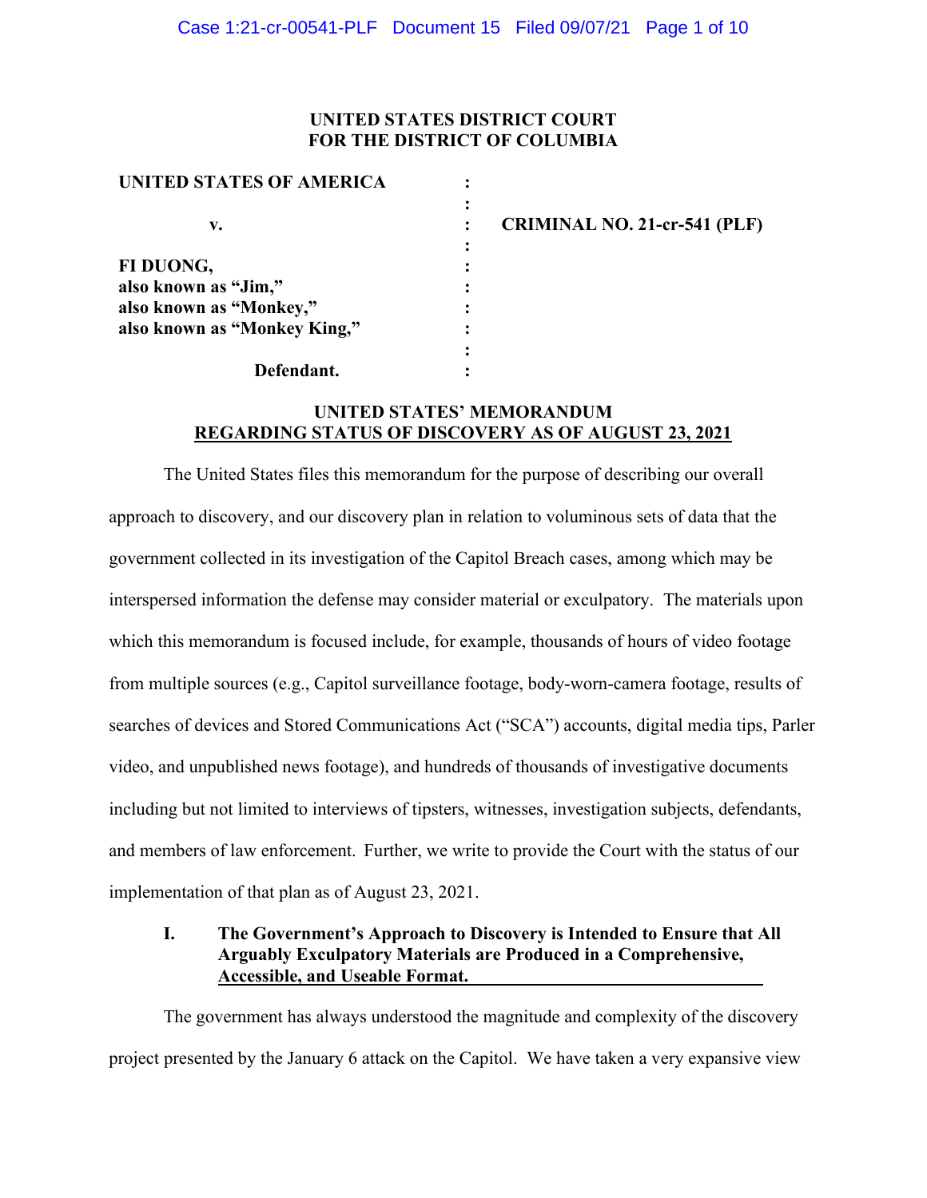**UNITED STATES DISTRICT COURT**
**FOR THE DISTRICT OF COLUMBIA**

| | | |
|---|---|---|
| **UNITED STATES OF AMERICA** | : | |
| | : | |
| **v.** | : | **CRIMINAL NO. 21-cr-541 (PLF)** |
| | : | |
| **FI DUONG,** | : | |
| **also known as "Jim,"** | : | |
| **also known as "Monkey,"** | : | |
| **also known as "Monkey King,"** | : | |
| | : | |
| **Defendant.** | : | |

**UNITED STATES' MEMORANDUM**
**REGARDING STATUS OF DISCOVERY AS OF AUGUST 23, 2021**

The United States files this memorandum for the purpose of describing our overall approach to discovery, and our discovery plan in relation to voluminous sets of data that the government collected in its investigation of the Capitol Breach cases, among which may be interspersed information the defense may consider material or exculpatory. The materials upon which this memorandum is focused include, for example, thousands of hours of video footage from multiple sources (e.g., Capitol surveillance footage, body-worn-camera footage, results of searches of devices and Stored Communications Act ("SCA") accounts, digital media tips, Parler video, and unpublished news footage), and hundreds of thousands of investigative documents including but not limited to interviews of tipsters, witnesses, investigation subjects, defendants, and members of law enforcement. Further, we write to provide the Court with the status of our implementation of that plan as of August 23, 2021.

## I. The Government's Approach to Discovery is Intended to Ensure that All Arguably Exculpatory Materials are Produced in a Comprehensive, Accessible, and Useable Format.

The government has always understood the magnitude and complexity of the discovery project presented by the January 6 attack on the Capitol. We have taken a very expansive view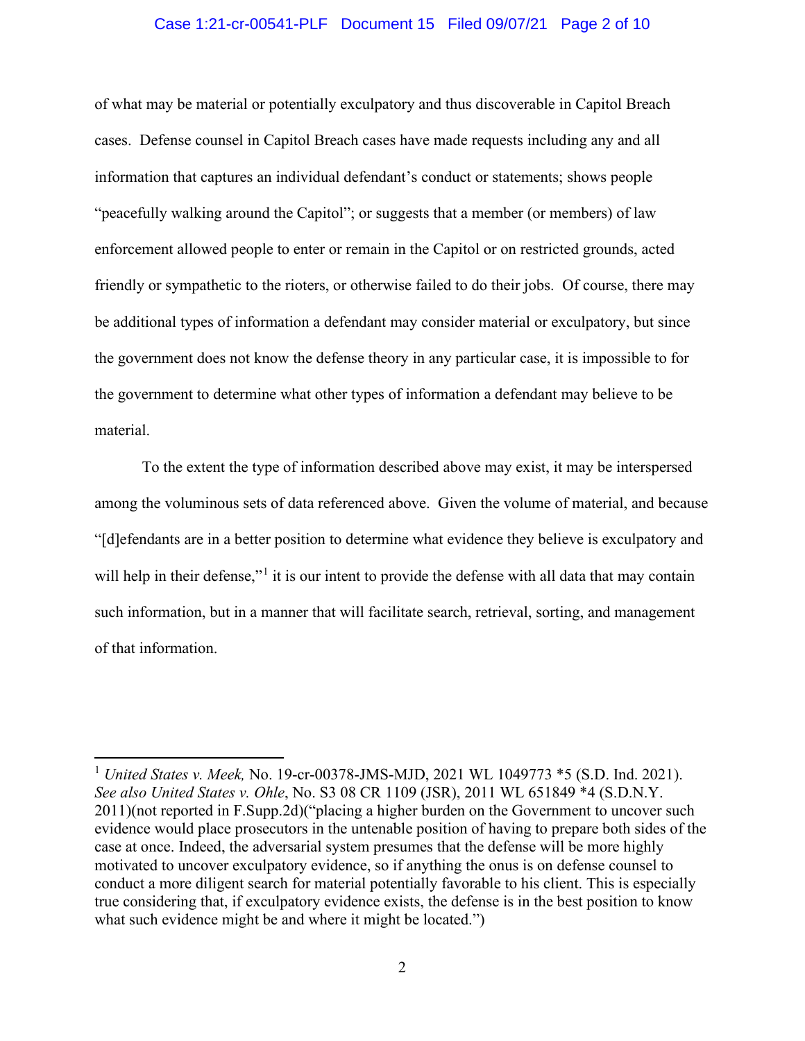of what may be material or potentially exculpatory and thus discoverable in Capitol Breach cases. Defense counsel in Capitol Breach cases have made requests including any and all information that captures an individual defendant's conduct or statements; shows people "peacefully walking around the Capitol"; or suggests that a member (or members) of law enforcement allowed people to enter or remain in the Capitol or on restricted grounds, acted friendly or sympathetic to the rioters, or otherwise failed to do their jobs. Of course, there may be additional types of information a defendant may consider material or exculpatory, but since the government does not know the defense theory in any particular case, it is impossible to for the government to determine what other types of information a defendant may believe to be material.

To the extent the type of information described above may exist, it may be interspersed among the voluminous sets of data referenced above. Given the volume of material, and because "[d]efendants are in a better position to determine what evidence they believe is exculpatory and will help in their defense,"[1] it is our intent to provide the defense with all data that may contain such information, but in a manner that will facilitate search, retrieval, sorting, and management of that information.

---

[1] *United States v. Meek,* No. 19-cr-00378-JMS-MJD, 2021 WL 1049773 *5 (S.D. Ind. 2021). *See also United States v. Ohle*, No. S3 08 CR 1109 (JSR), 2011 WL 651849 *4 (S.D.N.Y. 2011)(not reported in F.Supp.2d)("placing a higher burden on the Government to uncover such evidence would place prosecutors in the untenable position of having to prepare both sides of the case at once. Indeed, the adversarial system presumes that the defense will be more highly motivated to uncover exculpatory evidence, so if anything the onus is on defense counsel to conduct a more diligent search for material potentially favorable to his client. This is especially true considering that, if exculpatory evidence exists, the defense is in the best position to know what such evidence might be and where it might be located.")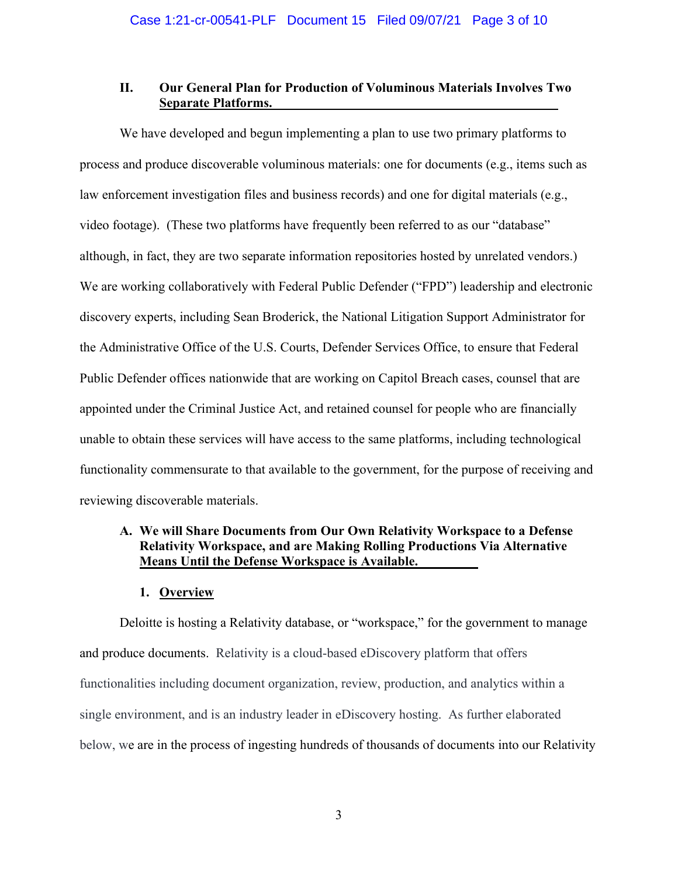## II. Our General Plan for Production of Voluminous Materials Involves Two Separate Platforms.

We have developed and begun implementing a plan to use two primary platforms to process and produce discoverable voluminous materials: one for documents (e.g., items such as law enforcement investigation files and business records) and one for digital materials (e.g., video footage). (These two platforms have frequently been referred to as our "database" although, in fact, they are two separate information repositories hosted by unrelated vendors.) We are working collaboratively with Federal Public Defender ("FPD") leadership and electronic discovery experts, including Sean Broderick, the National Litigation Support Administrator for the Administrative Office of the U.S. Courts, Defender Services Office, to ensure that Federal Public Defender offices nationwide that are working on Capitol Breach cases, counsel that are appointed under the Criminal Justice Act, and retained counsel for people who are financially unable to obtain these services will have access to the same platforms, including technological functionality commensurate to that available to the government, for the purpose of receiving and reviewing discoverable materials.

### A. We will Share Documents from Our Own Relativity Workspace to a Defense Relativity Workspace, and are Making Rolling Productions Via Alternative Means Until the Defense Workspace is Available.

#### 1. Overview

Deloitte is hosting a Relativity database, or "workspace," for the government to manage and produce documents. Relativity is a cloud-based eDiscovery platform that offers functionalities including document organization, review, production, and analytics within a single environment, and is an industry leader in eDiscovery hosting. As further elaborated below, we are in the process of ingesting hundreds of thousands of documents into our Relativity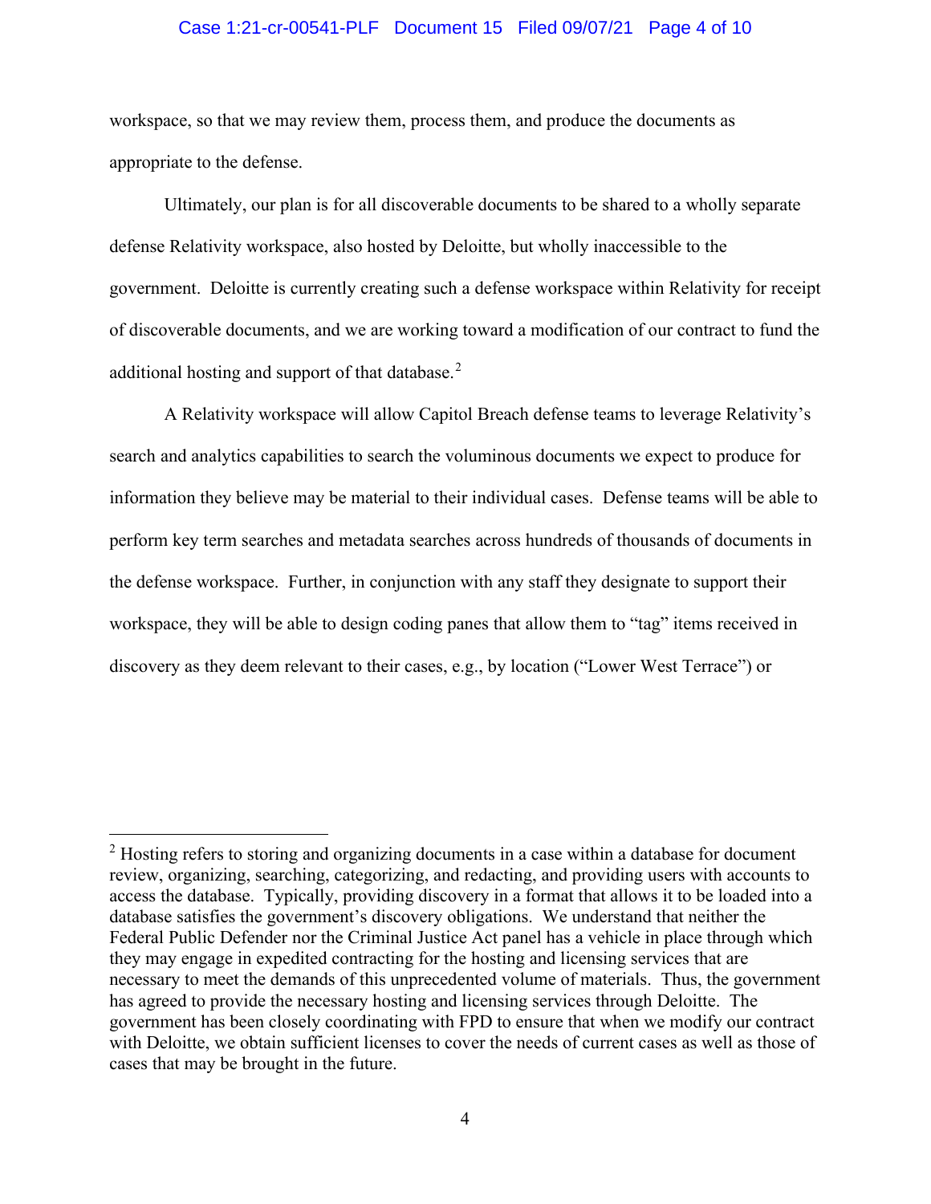workspace, so that we may review them, process them, and produce the documents as appropriate to the defense.

Ultimately, our plan is for all discoverable documents to be shared to a wholly separate defense Relativity workspace, also hosted by Deloitte, but wholly inaccessible to the government. Deloitte is currently creating such a defense workspace within Relativity for receipt of discoverable documents, and we are working toward a modification of our contract to fund the additional hosting and support of that database.[2]

A Relativity workspace will allow Capitol Breach defense teams to leverage Relativity's search and analytics capabilities to search the voluminous documents we expect to produce for information they believe may be material to their individual cases. Defense teams will be able to perform key term searches and metadata searches across hundreds of thousands of documents in the defense workspace. Further, in conjunction with any staff they designate to support their workspace, they will be able to design coding panes that allow them to "tag" items received in discovery as they deem relevant to their cases, e.g., by location ("Lower West Terrace") or

---

[2] Hosting refers to storing and organizing documents in a case within a database for document review, organizing, searching, categorizing, and redacting, and providing users with accounts to access the database. Typically, providing discovery in a format that allows it to be loaded into a database satisfies the government's discovery obligations. We understand that neither the Federal Public Defender nor the Criminal Justice Act panel has a vehicle in place through which they may engage in expedited contracting for the hosting and licensing services that are necessary to meet the demands of this unprecedented volume of materials. Thus, the government has agreed to provide the necessary hosting and licensing services through Deloitte. The government has been closely coordinating with FPD to ensure that when we modify our contract with Deloitte, we obtain sufficient licenses to cover the needs of current cases as well as those of cases that may be brought in the future.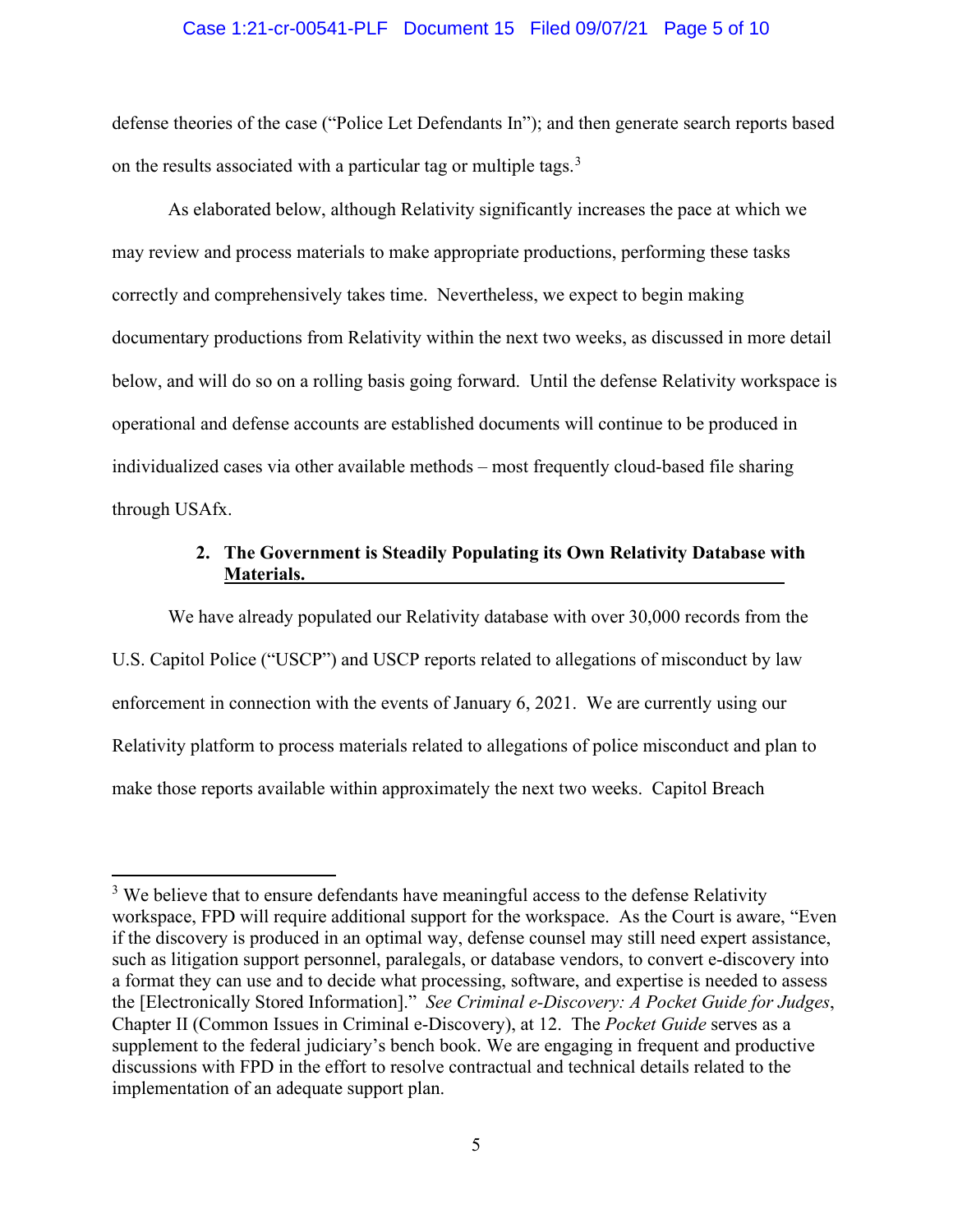defense theories of the case ("Police Let Defendants In"); and then generate search reports based on the results associated with a particular tag or multiple tags.[3]

As elaborated below, although Relativity significantly increases the pace at which we may review and process materials to make appropriate productions, performing these tasks correctly and comprehensively takes time. Nevertheless, we expect to begin making documentary productions from Relativity within the next two weeks, as discussed in more detail below, and will do so on a rolling basis going forward. Until the defense Relativity workspace is operational and defense accounts are established documents will continue to be produced in individualized cases via other available methods – most frequently cloud-based file sharing through USAfx.

### 2. The Government is Steadily Populating its Own Relativity Database with Materials.

We have already populated our Relativity database with over 30,000 records from the U.S. Capitol Police ("USCP") and USCP reports related to allegations of misconduct by law enforcement in connection with the events of January 6, 2021. We are currently using our Relativity platform to process materials related to allegations of police misconduct and plan to make those reports available within approximately the next two weeks. Capitol Breach

---

[3] We believe that to ensure defendants have meaningful access to the defense Relativity workspace, FPD will require additional support for the workspace. As the Court is aware, "Even if the discovery is produced in an optimal way, defense counsel may still need expert assistance, such as litigation support personnel, paralegals, or database vendors, to convert e-discovery into a format they can use and to decide what processing, software, and expertise is needed to assess the [Electronically Stored Information]." *See Criminal e-Discovery: A Pocket Guide for Judges*, Chapter II (Common Issues in Criminal e-Discovery), at 12. The *Pocket Guide* serves as a supplement to the federal judiciary's bench book. We are engaging in frequent and productive discussions with FPD in the effort to resolve contractual and technical details related to the implementation of an adequate support plan.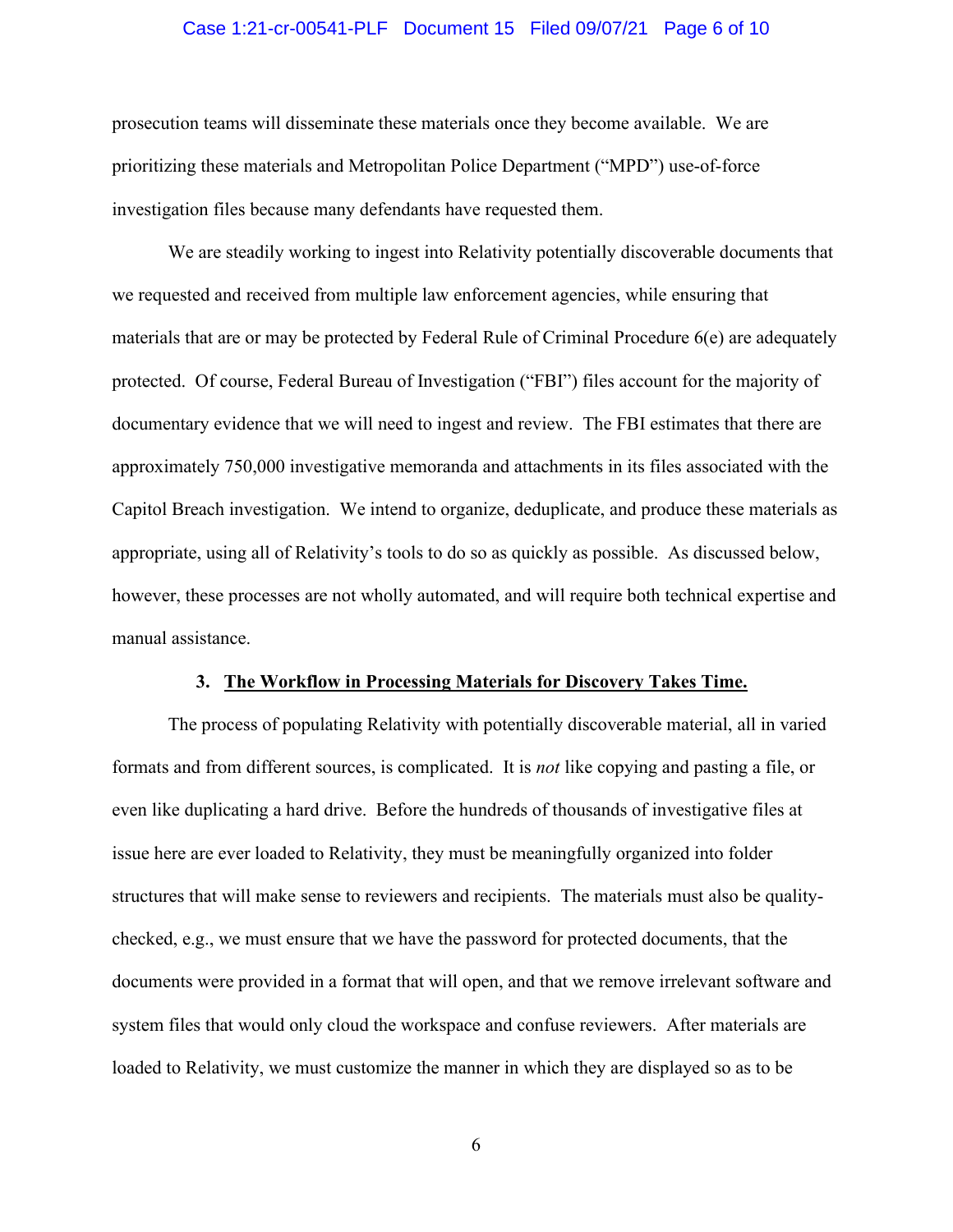prosecution teams will disseminate these materials once they become available. We are prioritizing these materials and Metropolitan Police Department ("MPD") use-of-force investigation files because many defendants have requested them.

We are steadily working to ingest into Relativity potentially discoverable documents that we requested and received from multiple law enforcement agencies, while ensuring that materials that are or may be protected by Federal Rule of Criminal Procedure 6(e) are adequately protected. Of course, Federal Bureau of Investigation ("FBI") files account for the majority of documentary evidence that we will need to ingest and review. The FBI estimates that there are approximately 750,000 investigative memoranda and attachments in its files associated with the Capitol Breach investigation. We intend to organize, deduplicate, and produce these materials as appropriate, using all of Relativity's tools to do so as quickly as possible. As discussed below, however, these processes are not wholly automated, and will require both technical expertise and manual assistance.

### 3. **<u>The Workflow in Processing Materials for Discovery Takes Time.</u>**

The process of populating Relativity with potentially discoverable material, all in varied formats and from different sources, is complicated. It is *not* like copying and pasting a file, or even like duplicating a hard drive. Before the hundreds of thousands of investigative files at issue here are ever loaded to Relativity, they must be meaningfully organized into folder structures that will make sense to reviewers and recipients. The materials must also be quality-checked, e.g., we must ensure that we have the password for protected documents, that the documents were provided in a format that will open, and that we remove irrelevant software and system files that would only cloud the workspace and confuse reviewers. After materials are loaded to Relativity, we must customize the manner in which they are displayed so as to be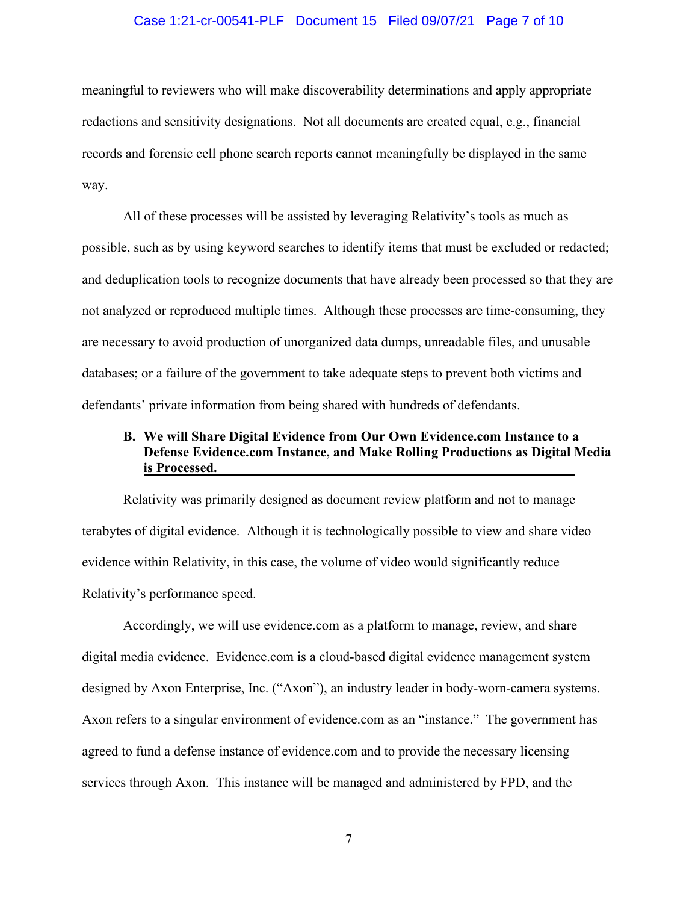meaningful to reviewers who will make discoverability determinations and apply appropriate redactions and sensitivity designations. Not all documents are created equal, e.g., financial records and forensic cell phone search reports cannot meaningfully be displayed in the same way.

All of these processes will be assisted by leveraging Relativity's tools as much as possible, such as by using keyword searches to identify items that must be excluded or redacted; and deduplication tools to recognize documents that have already been processed so that they are not analyzed or reproduced multiple times. Although these processes are time-consuming, they are necessary to avoid production of unorganized data dumps, unreadable files, and unusable databases; or a failure of the government to take adequate steps to prevent both victims and defendants' private information from being shared with hundreds of defendants.

### B. We will Share Digital Evidence from Our Own Evidence.com Instance to a Defense Evidence.com Instance, and Make Rolling Productions as Digital Media is Processed.

Relativity was primarily designed as document review platform and not to manage terabytes of digital evidence. Although it is technologically possible to view and share video evidence within Relativity, in this case, the volume of video would significantly reduce Relativity's performance speed.

Accordingly, we will use evidence.com as a platform to manage, review, and share digital media evidence. Evidence.com is a cloud-based digital evidence management system designed by Axon Enterprise, Inc. ("Axon"), an industry leader in body-worn-camera systems. Axon refers to a singular environment of evidence.com as an "instance." The government has agreed to fund a defense instance of evidence.com and to provide the necessary licensing services through Axon. This instance will be managed and administered by FPD, and the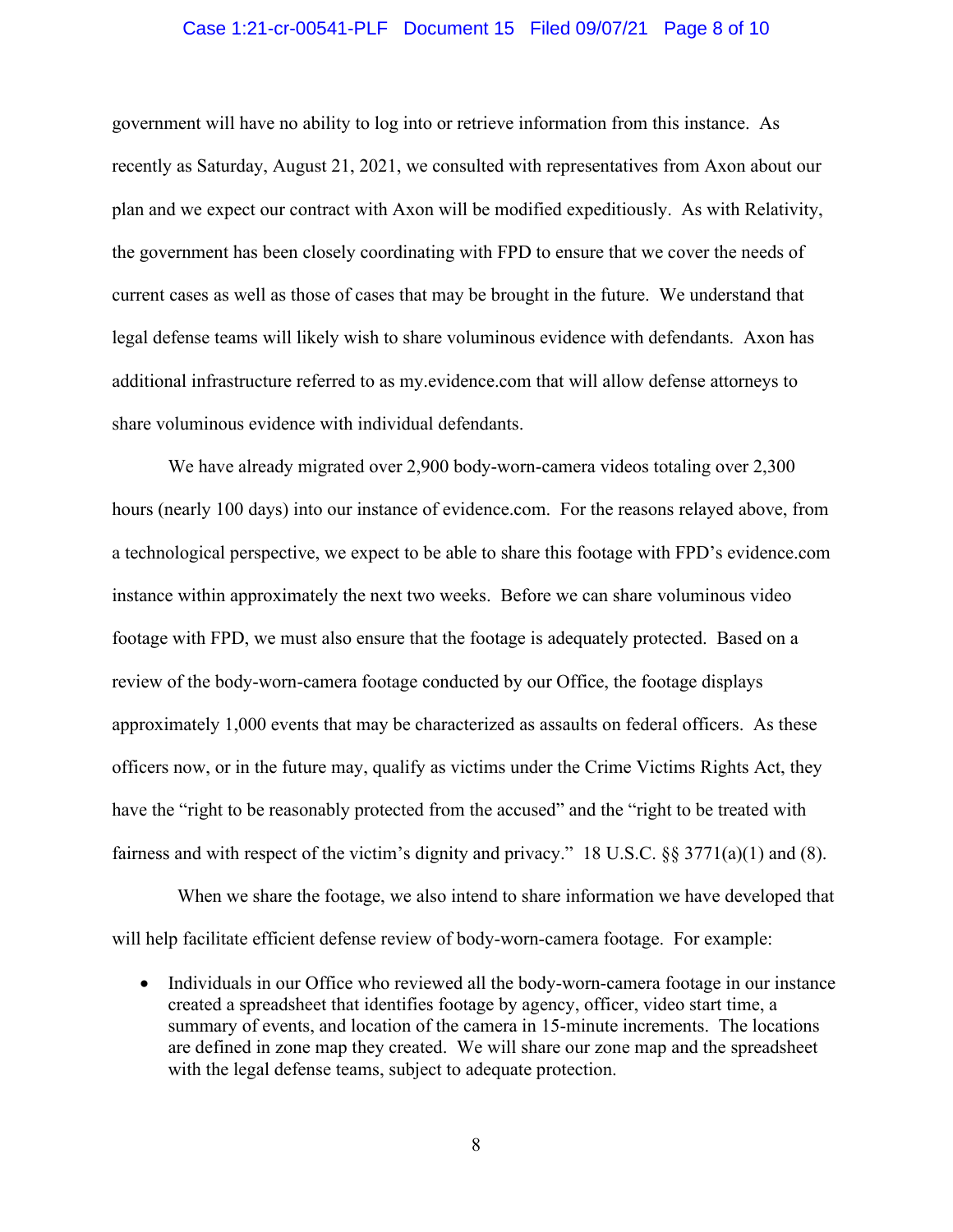government will have no ability to log into or retrieve information from this instance. As recently as Saturday, August 21, 2021, we consulted with representatives from Axon about our plan and we expect our contract with Axon will be modified expeditiously. As with Relativity, the government has been closely coordinating with FPD to ensure that we cover the needs of current cases as well as those of cases that may be brought in the future. We understand that legal defense teams will likely wish to share voluminous evidence with defendants. Axon has additional infrastructure referred to as my.evidence.com that will allow defense attorneys to share voluminous evidence with individual defendants.

We have already migrated over 2,900 body-worn-camera videos totaling over 2,300 hours (nearly 100 days) into our instance of evidence.com. For the reasons relayed above, from a technological perspective, we expect to be able to share this footage with FPD's evidence.com instance within approximately the next two weeks. Before we can share voluminous video footage with FPD, we must also ensure that the footage is adequately protected. Based on a review of the body-worn-camera footage conducted by our Office, the footage displays approximately 1,000 events that may be characterized as assaults on federal officers. As these officers now, or in the future may, qualify as victims under the Crime Victims Rights Act, they have the "right to be reasonably protected from the accused" and the "right to be treated with fairness and with respect of the victim's dignity and privacy." 18 U.S.C. §§ 3771(a)(1) and (8).

When we share the footage, we also intend to share information we have developed that will help facilitate efficient defense review of body-worn-camera footage. For example:

- Individuals in our Office who reviewed all the body-worn-camera footage in our instance created a spreadsheet that identifies footage by agency, officer, video start time, a summary of events, and location of the camera in 15-minute increments. The locations are defined in zone map they created. We will share our zone map and the spreadsheet with the legal defense teams, subject to adequate protection.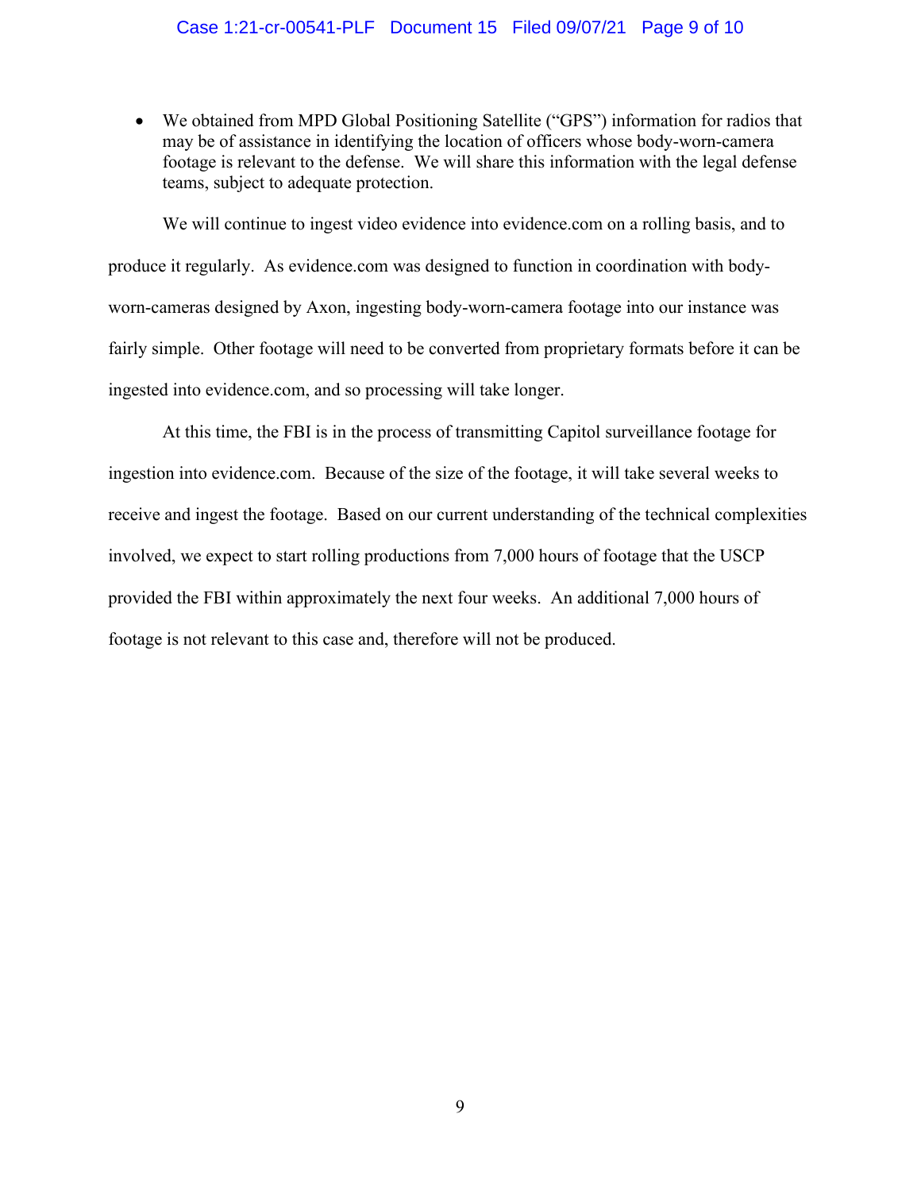- We obtained from MPD Global Positioning Satellite ("GPS") information for radios that may be of assistance in identifying the location of officers whose body-worn-camera footage is relevant to the defense. We will share this information with the legal defense teams, subject to adequate protection.

We will continue to ingest video evidence into evidence.com on a rolling basis, and to produce it regularly. As evidence.com was designed to function in coordination with body-worn-cameras designed by Axon, ingesting body-worn-camera footage into our instance was fairly simple. Other footage will need to be converted from proprietary formats before it can be ingested into evidence.com, and so processing will take longer.

At this time, the FBI is in the process of transmitting Capitol surveillance footage for ingestion into evidence.com. Because of the size of the footage, it will take several weeks to receive and ingest the footage. Based on our current understanding of the technical complexities involved, we expect to start rolling productions from 7,000 hours of footage that the USCP provided the FBI within approximately the next four weeks. An additional 7,000 hours of footage is not relevant to this case and, therefore will not be produced.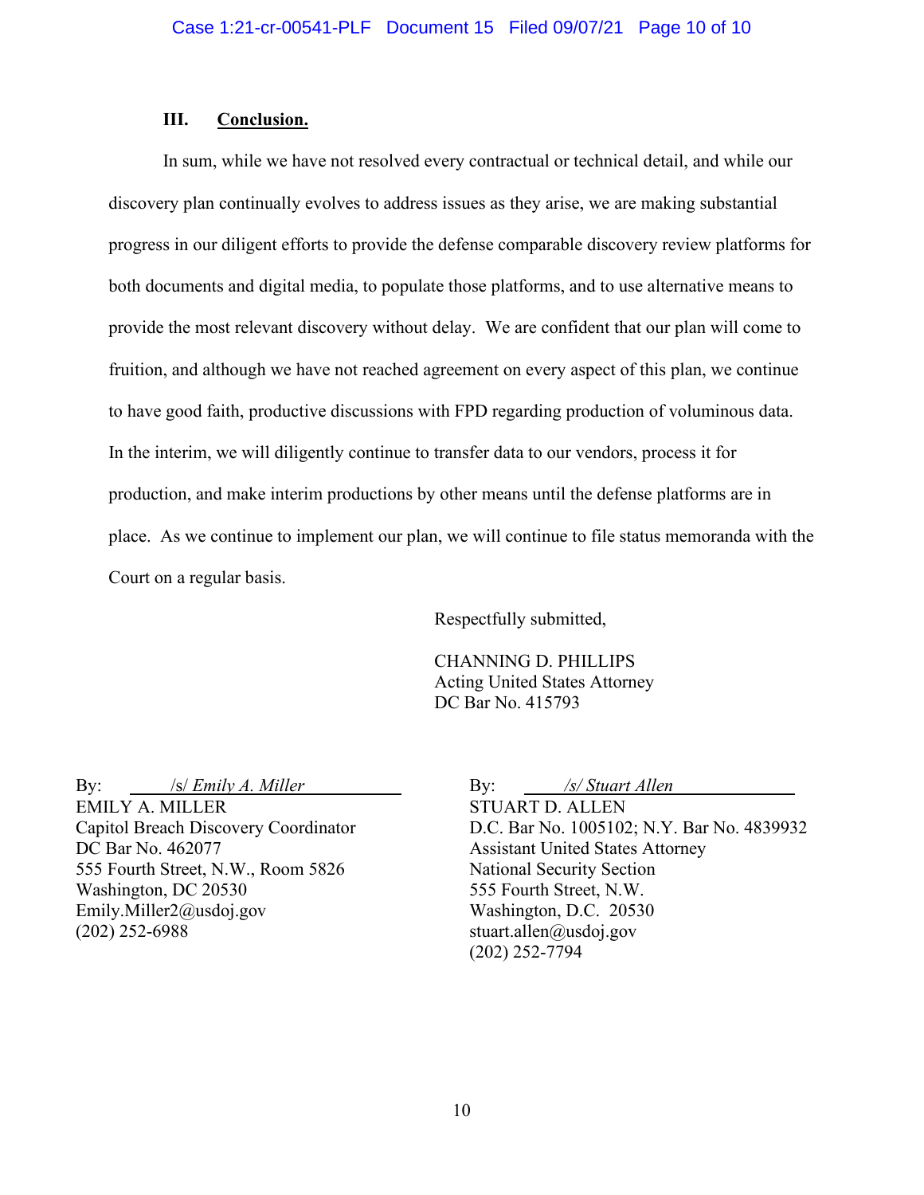### III. **Conclusion.**

In sum, while we have not resolved every contractual or technical detail, and while our discovery plan continually evolves to address issues as they arise, we are making substantial progress in our diligent efforts to provide the defense comparable discovery review platforms for both documents and digital media, to populate those platforms, and to use alternative means to provide the most relevant discovery without delay. We are confident that our plan will come to fruition, and although we have not reached agreement on every aspect of this plan, we continue to have good faith, productive discussions with FPD regarding production of voluminous data. In the interim, we will diligently continue to transfer data to our vendors, process it for production, and make interim productions by other means until the defense platforms are in place. As we continue to implement our plan, we will continue to file status memoranda with the Court on a regular basis.

Respectfully submitted,

CHANNING D. PHILLIPS
Acting United States Attorney
DC Bar No. 415793

By: /s/ *Emily A. Miller*
EMILY A. MILLER
Capitol Breach Discovery Coordinator
DC Bar No. 462077
555 Fourth Street, N.W., Room 5826
Washington, DC 20530
Emily.Miller2@usdoj.gov
(202) 252-6988

By: */s/ Stuart Allen*
STUART D. ALLEN
D.C. Bar No. 1005102; N.Y. Bar No. 4839932
Assistant United States Attorney
National Security Section
555 Fourth Street, N.W.
Washington, D.C. 20530
stuart.allen@usdoj.gov
(202) 252-7794